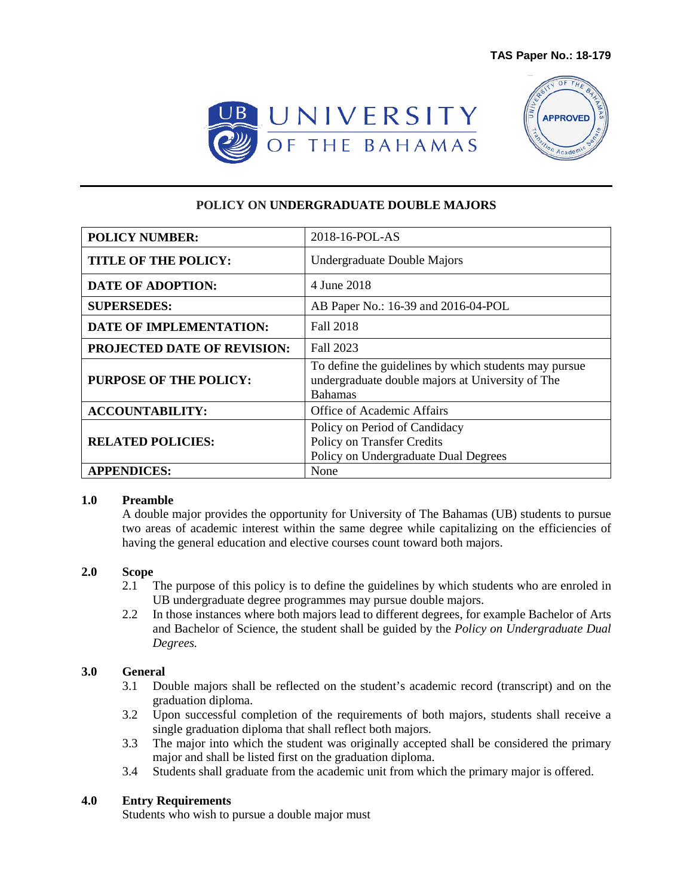TAS Paper No.: 18-179

UNIVERSITY OF THE BAHAMAS

APPROVED

# POLICY ON UNDERGRADUATE DOUBLE MAJORS

| | |
|---|---|
| **POLICY NUMBER:** | 2018-16-POL-AS |
| **TITLE OF THE POLICY:** | Undergraduate Double Majors |
| **DATE OF ADOPTION:** | 4 June 2018 |
| **SUPERSEDES:** | AB Paper No.: 16-39 and 2016-04-POL |
| **DATE OF IMPLEMENTATION:** | Fall 2018 |
| **PROJECTED DATE OF REVISION:** | Fall 2023 |
| **PURPOSE OF THE POLICY:** | To define the guidelines by which students may pursue undergraduate double majors at University of The Bahamas |
| **ACCOUNTABILITY:** | Office of Academic Affairs |
| **RELATED POLICIES:** | Policy on Period of Candidacy<br>Policy on Transfer Credits<br>Policy on Undergraduate Dual Degrees |
| **APPENDICES:** | None |

## 1.0 Preamble

A double major provides the opportunity for University of The Bahamas (UB) students to pursue two areas of academic interest within the same degree while capitalizing on the efficiencies of having the general education and elective courses count toward both majors.

## 2.0 Scope

2.1 The purpose of this policy is to define the guidelines by which students who are enroled in UB undergraduate degree programmes may pursue double majors.

2.2 In those instances where both majors lead to different degrees, for example Bachelor of Arts and Bachelor of Science, the student shall be guided by the *Policy on Undergraduate Dual Degrees.*

## 3.0 General

3.1 Double majors shall be reflected on the student's academic record (transcript) and on the graduation diploma.

3.2 Upon successful completion of the requirements of both majors, students shall receive a single graduation diploma that shall reflect both majors.

3.3 The major into which the student was originally accepted shall be considered the primary major and shall be listed first on the graduation diploma.

3.4 Students shall graduate from the academic unit from which the primary major is offered.

## 4.0 Entry Requirements

Students who wish to pursue a double major must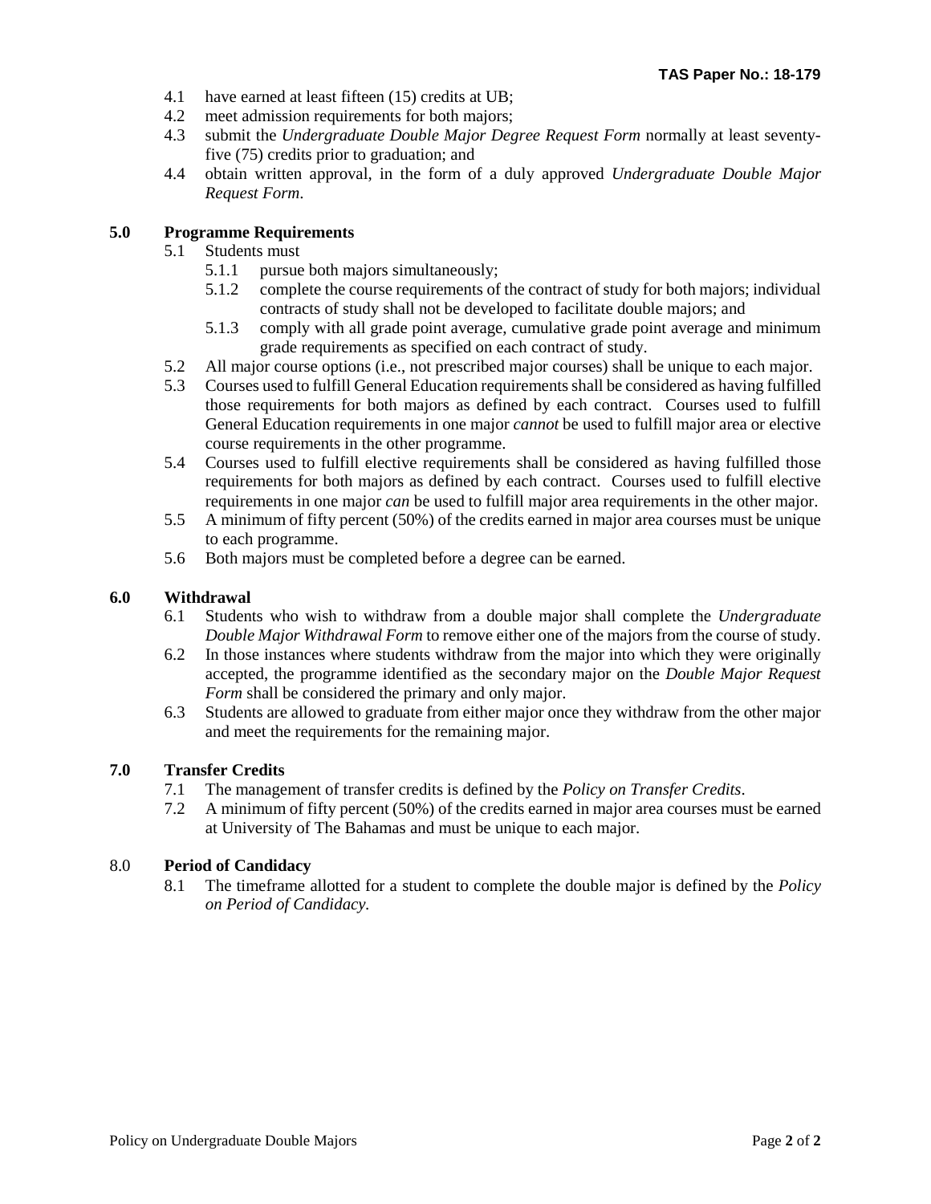4.1 have earned at least fifteen (15) credits at UB;
4.2 meet admission requirements for both majors;
4.3 submit the *Undergraduate Double Major Degree Request Form* normally at least seventy-five (75) credits prior to graduation; and
4.4 obtain written approval, in the form of a duly approved *Undergraduate Double Major Request Form*.

## 5.0 Programme Requirements

5.1 Students must
  5.1.1 pursue both majors simultaneously;
  5.1.2 complete the course requirements of the contract of study for both majors; individual contracts of study shall not be developed to facilitate double majors; and
  5.1.3 comply with all grade point average, cumulative grade point average and minimum grade requirements as specified on each contract of study.

5.2 All major course options (i.e., not prescribed major courses) shall be unique to each major.

5.3 Courses used to fulfill General Education requirements shall be considered as having fulfilled those requirements for both majors as defined by each contract. Courses used to fulfill General Education requirements in one major *cannot* be used to fulfill major area or elective course requirements in the other programme.

5.4 Courses used to fulfill elective requirements shall be considered as having fulfilled those requirements for both majors as defined by each contract. Courses used to fulfill elective requirements in one major *can* be used to fulfill major area requirements in the other major.

5.5 A minimum of fifty percent (50%) of the credits earned in major area courses must be unique to each programme.

5.6 Both majors must be completed before a degree can be earned.

## 6.0 Withdrawal

6.1 Students who wish to withdraw from a double major shall complete the *Undergraduate Double Major Withdrawal Form* to remove either one of the majors from the course of study.

6.2 In those instances where students withdraw from the major into which they were originally accepted, the programme identified as the secondary major on the *Double Major Request Form* shall be considered the primary and only major.

6.3 Students are allowed to graduate from either major once they withdraw from the other major and meet the requirements for the remaining major.

## 7.0 Transfer Credits

7.1 The management of transfer credits is defined by the *Policy on Transfer Credits*.

7.2 A minimum of fifty percent (50%) of the credits earned in major area courses must be earned at University of The Bahamas and must be unique to each major.

## 8.0 Period of Candidacy

8.1 The timeframe allotted for a student to complete the double major is defined by the *Policy on Period of Candidacy.*